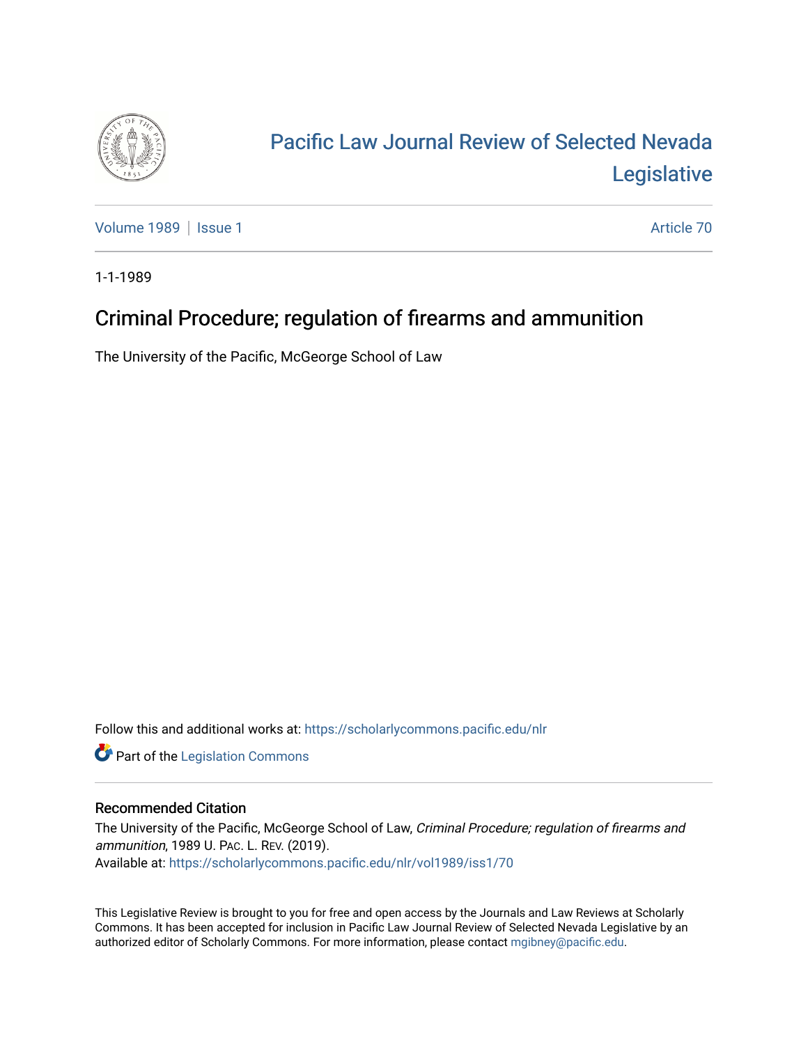# Pacific Law Journal Review of Selected Nevada Legislative

Volume 1989 | Issue 1 — Article 70

1-1-1989

## Criminal Procedure; regulation of firearms and ammunition

The University of the Pacific, McGeorge School of Law

Follow this and additional works at: https://scholarlycommons.pacific.edu/nlr

Part of the Legislation Commons

### Recommended Citation

The University of the Pacific, McGeorge School of Law, *Criminal Procedure; regulation of firearms and ammunition*, 1989 U. PAC. L. REV. (2019).
Available at: https://scholarlycommons.pacific.edu/nlr/vol1989/iss1/70

This Legislative Review is brought to you for free and open access by the Journals and Law Reviews at Scholarly Commons. It has been accepted for inclusion in Pacific Law Journal Review of Selected Nevada Legislative by an authorized editor of Scholarly Commons. For more information, please contact mgibney@pacific.edu.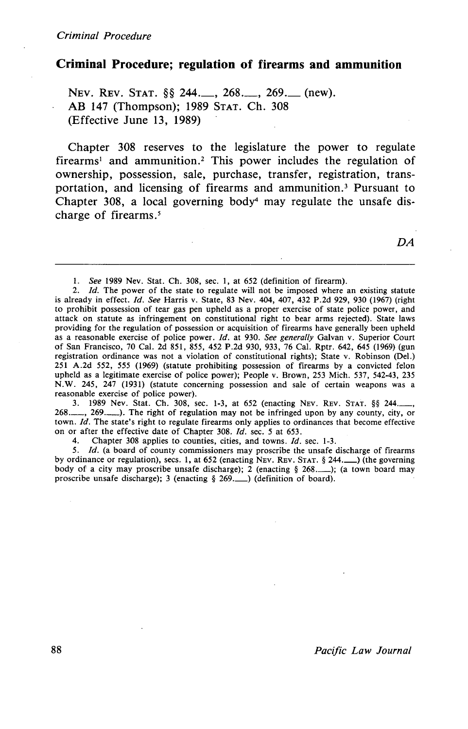## Criminal Procedure; regulation of firearms and ammunition

NEV. REV. STAT. §§ 244.__, 268.__, 269.__ (new).
AB 147 (Thompson); 1989 STAT. Ch. 308
(Effective June 13, 1989)

Chapter 308 reserves to the legislature the power to regulate firearms[1] and ammunition.[2] This power includes the regulation of ownership, possession, sale, purchase, transfer, registration, transportation, and licensing of firearms and ammunition.[3] Pursuant to Chapter 308, a local governing body[4] may regulate the unsafe discharge of firearms.[5]

*DA*

---

1. *See* 1989 Nev. Stat. Ch. 308, sec. 1, at 652 (definition of firearm).
2. *Id.* The power of the state to regulate will not be imposed where an existing statute is already in effect. *Id. See* Harris v. State, 83 Nev. 404, 407, 432 P.2d 929, 930 (1967) (right to prohibit possession of tear gas pen upheld as a proper exercise of state police power, and attack on statute as infringement on constitutional right to bear arms rejected). State laws providing for the regulation of possession or acquisition of firearms have generally been upheld as a reasonable exercise of police power. *Id.* at 930. *See generally* Galvan v. Superior Court of San Francisco, 70 Cal. 2d 851, 855, 452 P.2d 930, 933, 76 Cal. Rptr. 642, 645 (1969) (gun registration ordinance was not a violation of constitutional rights); State v. Robinson (Del.) 251 A.2d 552, 555 (1969) (statute prohibiting possession of firearms by a convicted felon upheld as a legitimate exercise of police power); People v. Brown, 253 Mich. 537, 542-43, 235 N.W. 245, 247 (1931) (statute concerning possession and sale of certain weapons was a reasonable exercise of police power).
3. 1989 Nev. Stat. Ch. 308, sec. 1-3, at 652 (enacting NEV. REV. STAT. §§ 244.__, 268.__, 269.__). The right of regulation may not be infringed upon by any county, city, or town. *Id.* The state's right to regulate firearms only applies to ordinances that become effective on or after the effective date of Chapter 308. *Id.* sec. 5 at 653.
4. Chapter 308 applies to counties, cities, and towns. *Id.* sec. 1-3.
5. *Id.* (a board of county commissioners may proscribe the unsafe discharge of firearms by ordinance or regulation), secs. 1, at 652 (enacting NEV. REV. STAT. § 244.__) (the governing body of a city may proscribe unsafe discharge); 2 (enacting § 268.__); (a town board may proscribe unsafe discharge); 3 (enacting § 269.__) (definition of board).